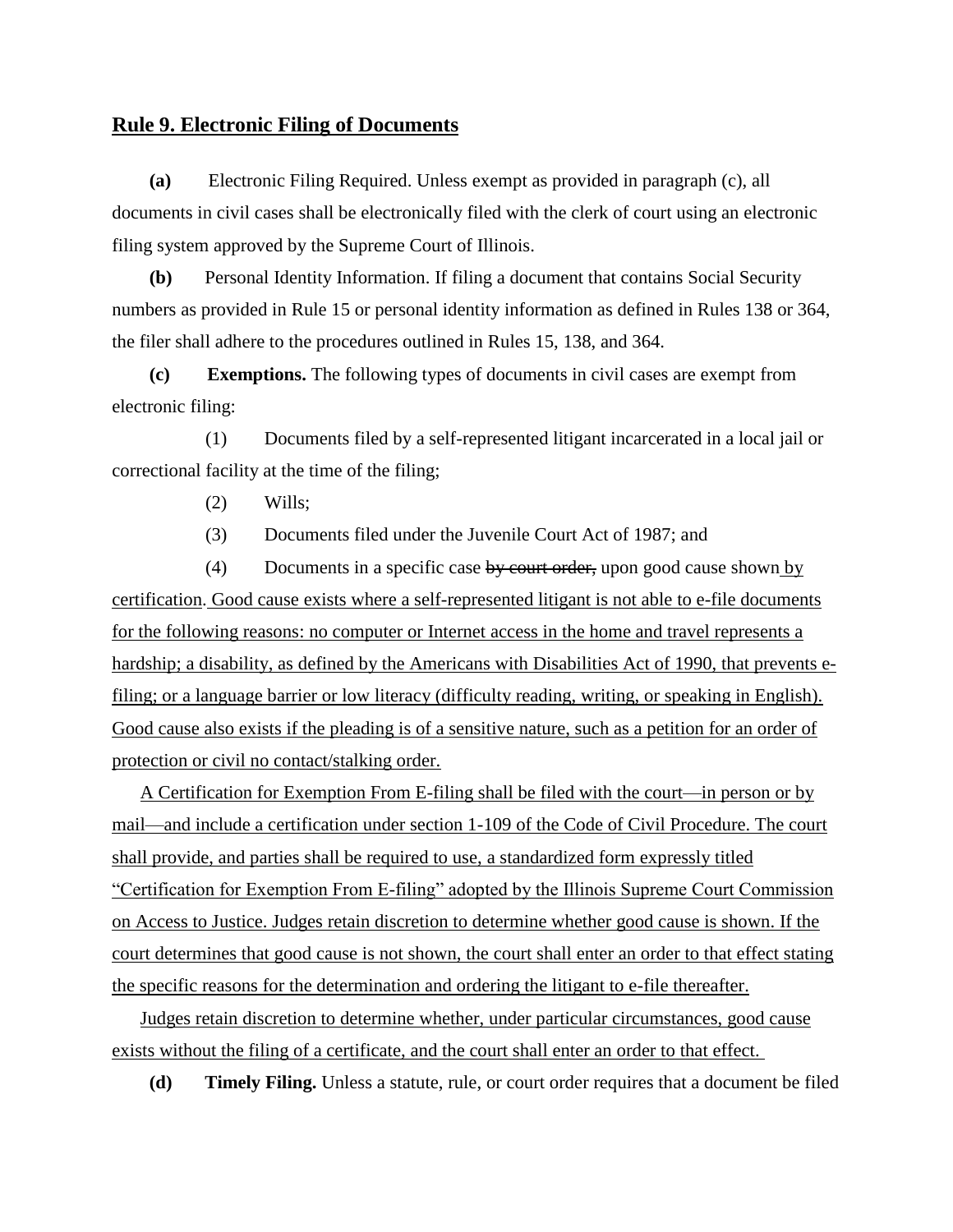## Rule 9. Electronic Filing of Documents

**(a)** Electronic Filing Required. Unless exempt as provided in paragraph (c), all documents in civil cases shall be electronically filed with the clerk of court using an electronic filing system approved by the Supreme Court of Illinois.

**(b)** Personal Identity Information. If filing a document that contains Social Security numbers as provided in Rule 15 or personal identity information as defined in Rules 138 or 364, the filer shall adhere to the procedures outlined in Rules 15, 138, and 364.

**(c)** **Exemptions.** The following types of documents in civil cases are exempt from electronic filing:

(1) Documents filed by a self-represented litigant incarcerated in a local jail or correctional facility at the time of the filing;

(2) Wills;

(3) Documents filed under the Juvenile Court Act of 1987; and

(4) Documents in a specific case ~~by court order,~~ upon good cause shown <u>by certification</u>. <u>Good cause exists where a self-represented litigant is not able to e-file documents for the following reasons: no computer or Internet access in the home and travel represents a hardship; a disability, as defined by the Americans with Disabilities Act of 1990, that prevents e-filing; or a language barrier or low literacy (difficulty reading, writing, or speaking in English). Good cause also exists if the pleading is of a sensitive nature, such as a petition for an order of protection or civil no contact/stalking order.</u>

<u>A Certification for Exemption From E-filing shall be filed with the court—in person or by mail—and include a certification under section 1-109 of the Code of Civil Procedure. The court shall provide, and parties shall be required to use, a standardized form expressly titled "Certification for Exemption From E-filing" adopted by the Illinois Supreme Court Commission on Access to Justice. Judges retain discretion to determine whether good cause is shown. If the court determines that good cause is not shown, the court shall enter an order to that effect stating the specific reasons for the determination and ordering the litigant to e-file thereafter.</u>

<u>Judges retain discretion to determine whether, under particular circumstances, good cause exists without the filing of a certificate, and the court shall enter an order to that effect.</u>

**(d)** **Timely Filing.** Unless a statute, rule, or court order requires that a document be filed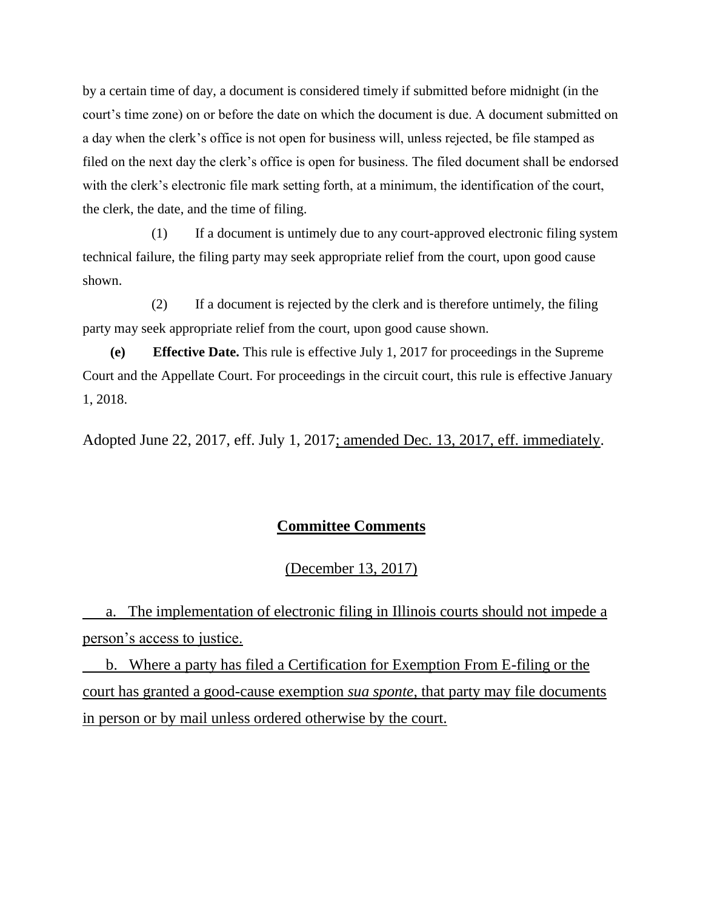by a certain time of day, a document is considered timely if submitted before midnight (in the court's time zone) on or before the date on which the document is due. A document submitted on a day when the clerk's office is not open for business will, unless rejected, be file stamped as filed on the next day the clerk's office is open for business. The filed document shall be endorsed with the clerk's electronic file mark setting forth, at a minimum, the identification of the court, the clerk, the date, and the time of filing.

(1) If a document is untimely due to any court-approved electronic filing system technical failure, the filing party may seek appropriate relief from the court, upon good cause shown.

(2) If a document is rejected by the clerk and is therefore untimely, the filing party may seek appropriate relief from the court, upon good cause shown.

**(e) Effective Date.** This rule is effective July 1, 2017 for proceedings in the Supreme Court and the Appellate Court. For proceedings in the circuit court, this rule is effective January 1, 2018.

Adopted June 22, 2017, eff. July 1, 2017; amended Dec. 13, 2017, eff. immediately.

## Committee Comments

(December 13, 2017)

a. The implementation of electronic filing in Illinois courts should not impede a person's access to justice.

b. Where a party has filed a Certification for Exemption From E-filing or the court has granted a good-cause exemption *sua sponte*, that party may file documents in person or by mail unless ordered otherwise by the court.